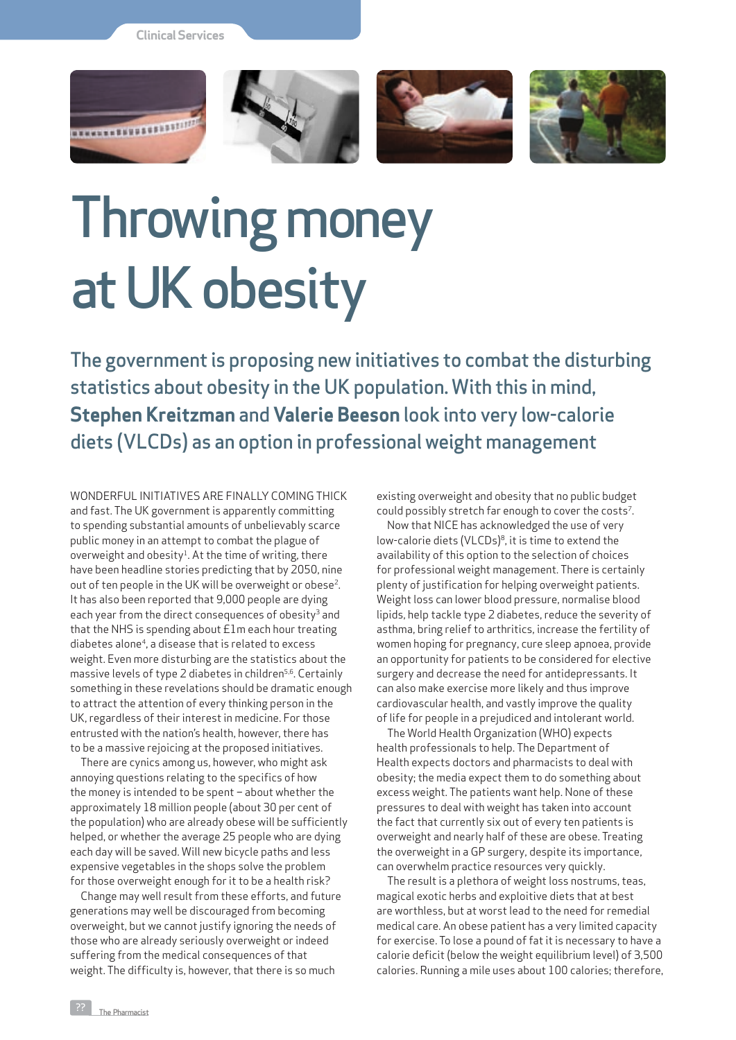Clinical Services

# Throwing money at UK obesity

## The government is proposing new initiatives to combat the disturbing statistics about obesity in the UK population. With this in mind, **Stephen Kreitzman** and **Valerie Beeson** look into very low-calorie diets (VLCDs) as an option in professional weight management

WONDERFUL INITIATIVES ARE FINALLY COMING THICK and fast. The UK government is apparently committing to spending substantial amounts of unbelievably scarce public money in an attempt to combat the plague of overweight and obesity[1]. At the time of writing, there have been headline stories predicting that by 2050, nine out of ten people in the UK will be overweight or obese[2]. It has also been reported that 9,000 people are dying each year from the direct consequences of obesity[3] and that the NHS is spending about £1m each hour treating diabetes alone[4], a disease that is related to excess weight. Even more disturbing are the statistics about the massive levels of type 2 diabetes in children[5,6]. Certainly something in these revelations should be dramatic enough to attract the attention of every thinking person in the UK, regardless of their interest in medicine. For those entrusted with the nation's health, however, there has to be a massive rejoicing at the proposed initiatives.

There are cynics among us, however, who might ask annoying questions relating to the specifics of how the money is intended to be spent – about whether the approximately 18 million people (about 30 per cent of the population) who are already obese will be sufficiently helped, or whether the average 25 people who are dying each day will be saved. Will new bicycle paths and less expensive vegetables in the shops solve the problem for those overweight enough for it to be a health risk?

Change may well result from these efforts, and future generations may well be discouraged from becoming overweight, but we cannot justify ignoring the needs of those who are already seriously overweight or indeed suffering from the medical consequences of that weight. The difficulty is, however, that there is so much existing overweight and obesity that no public budget could possibly stretch far enough to cover the costs[7].

Now that NICE has acknowledged the use of very low-calorie diets (VLCDs)[8], it is time to extend the availability of this option to the selection of choices for professional weight management. There is certainly plenty of justification for helping overweight patients. Weight loss can lower blood pressure, normalise blood lipids, help tackle type 2 diabetes, reduce the severity of asthma, bring relief to arthritics, increase the fertility of women hoping for pregnancy, cure sleep apnoea, provide an opportunity for patients to be considered for elective surgery and decrease the need for antidepressants. It can also make exercise more likely and thus improve cardiovascular health, and vastly improve the quality of life for people in a prejudiced and intolerant world.

The World Health Organization (WHO) expects health professionals to help. The Department of Health expects doctors and pharmacists to deal with obesity; the media expect them to do something about excess weight. The patients want help. None of these pressures to deal with weight has taken into account the fact that currently six out of every ten patients is overweight and nearly half of these are obese. Treating the overweight in a GP surgery, despite its importance, can overwhelm practice resources very quickly.

The result is a plethora of weight loss nostrums, teas, magical exotic herbs and exploitive diets that at best are worthless, but at worst lead to the need for remedial medical care. An obese patient has a very limited capacity for exercise. To lose a pound of fat it is necessary to have a calorie deficit (below the weight equilibrium level) of 3,500 calories. Running a mile uses about 100 calories; therefore,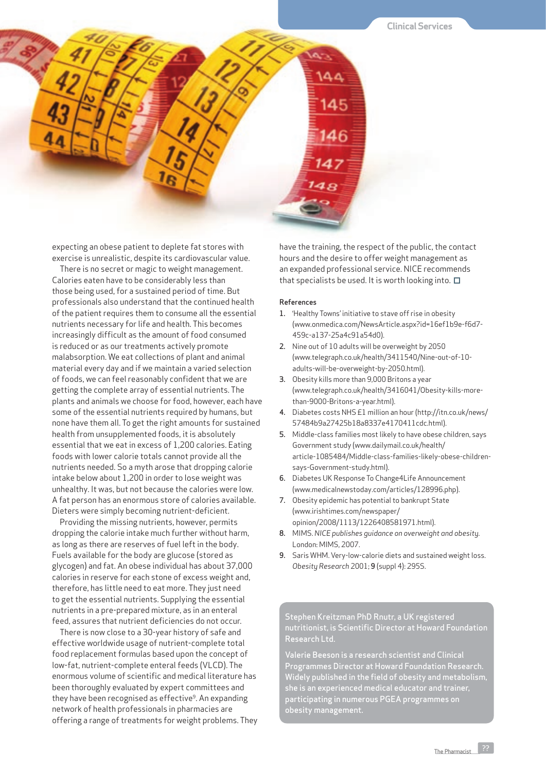expecting an obese patient to deplete fat stores with exercise is unrealistic, despite its cardiovascular value.

There is no secret or magic to weight management. Calories eaten have to be considerably less than those being used, for a sustained period of time. But professionals also understand that the continued health of the patient requires them to consume all the essential nutrients necessary for life and health. This becomes increasingly difficult as the amount of food consumed is reduced or as our treatments actively promote malabsorption. We eat collections of plant and animal material every day and if we maintain a varied selection of foods, we can feel reasonably confident that we are getting the complete array of essential nutrients. The plants and animals we choose for food, however, each have some of the essential nutrients required by humans, but none have them all. To get the right amounts for sustained health from unsupplemented foods, it is absolutely essential that we eat in excess of 1,200 calories. Eating foods with lower calorie totals cannot provide all the nutrients needed. So a myth arose that dropping calorie intake below about 1,200 in order to lose weight was unhealthy. It was, but not because the calories were low. A fat person has an enormous store of calories available. Dieters were simply becoming nutrient-deficient.

Providing the missing nutrients, however, permits dropping the calorie intake much further without harm, as long as there are reserves of fuel left in the body. Fuels available for the body are glucose (stored as glycogen) and fat. An obese individual has about 37,000 calories in reserve for each stone of excess weight and, therefore, has little need to eat more. They just need to get the essential nutrients. Supplying the essential nutrients in a pre-prepared mixture, as in an enteral feed, assures that nutrient deficiencies do not occur.

There is now close to a 30-year history of safe and effective worldwide usage of nutrient-complete total food replacement formulas based upon the concept of low-fat, nutrient-complete enteral feeds (VLCD). The enormous volume of scientific and medical literature has been thoroughly evaluated by expert committees and they have been recognised as effective[9]. An expanding network of health professionals in pharmacies are offering a range of treatments for weight problems. They have the training, the respect of the public, the contact hours and the desire to offer weight management as an expanded professional service. NICE recommends that specialists be used. It is worth looking into. □

**References**

1. 'Healthy Towns' initiative to stave off rise in obesity (www.onmedica.com/NewsArticle.aspx?id=16ef1b9e-f6d7-459c-a137-25a4c91a54d0).
2. Nine out of 10 adults will be overweight by 2050 (www.telegraph.co.uk/health/3411540/Nine-out-of-10-adults-will-be-overweight-by-2050.html).
3. Obesity kills more than 9,000 Britons a year (www.telegraph.co.uk/health/3416041/Obesity-kills-more-than-9000-Britons-a-year.html).
4. Diabetes costs NHS £1 million an hour (http://itn.co.uk/news/57484b9a27425b18a8337e4170411cdc.html).
5. Middle-class families most likely to have obese children, says Government study (www.dailymail.co.uk/health/article-1085484/Middle-class-families-likely-obese-children-says-Government-study.html).
6. Diabetes UK Response To Change4Life Announcement (www.medicalnewstoday.com/articles/128996.php).
7. Obesity epidemic has potential to bankrupt State (www.irishtimes.com/newspaper/opinion/2008/1113/1226408581971.html).
8. MIMS. *NICE publishes guidance on overweight and obesity.* London: MIMS, 2007.
9. Saris WHM. Very-low-calorie diets and sustained weight loss. *Obesity Research* 2001; **9** (suppl 4): 295S.

Stephen Kreitzman PhD Rnutr, a UK registered nutritionist, is Scientific Director at Howard Foundation Research Ltd.

Valerie Beeson is a research scientist and Clinical Programmes Director at Howard Foundation Research. Widely published in the field of obesity and metabolism, she is an experienced medical educator and trainer, participating in numerous PGEA programmes on obesity management.